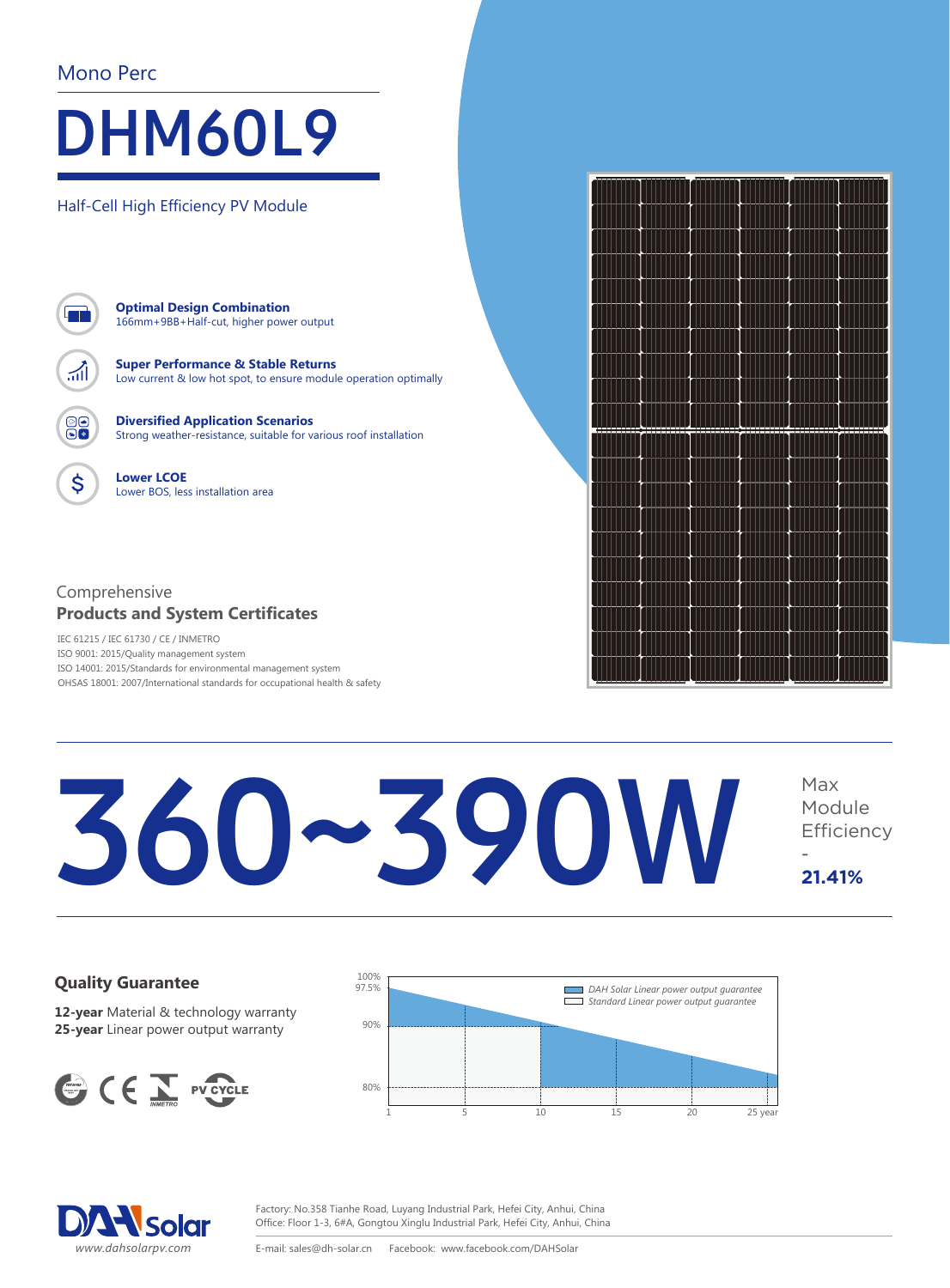Mono Perc

# DHM60L9

Half-Cell High Efficiency PV Module

**Optimal Design Combination**
166mm+9BB+Half-cut, higher power output

**Super Performance & Stable Returns**
Low current & low hot spot, to ensure module operation optimally

**Diversified Application Scenarios**
Strong weather-resistance, suitable for various roof installation

**Lower LCOE**
Lower BOS, less installation area

Comprehensive
## Products and System Certificates

IEC 61215 / IEC 61730 / CE / INMETRO
ISO 9001: 2015/Quality management system
ISO 14001: 2015/Standards for environmental management system
OHSAS 18001: 2007/International standards for occupational health & safety

# 360~390W

Max Module Efficiency
-
**21.41%**

## Quality Guarantee

**12-year** Material & technology warranty
**25-year** Linear power output warranty

PV CYCLE

100%
97.5%
90%
80%

*DAH Solar Linear power output guarantee*
*Standard Linear power output guarantee*

1 5 10 15 20 25 year

DAH Solar
www.dahsolarpv.com

Factory: No.358 Tianhe Road, Luyang Industrial Park, Hefei City, Anhui, China
Office: Floor 1-3, 6#A, Gongtou Xinglu Industrial Park, Hefei City, Anhui, China

E-mail: sales@dh-solar.cn Facebook: www.facebook.com/DAHSolar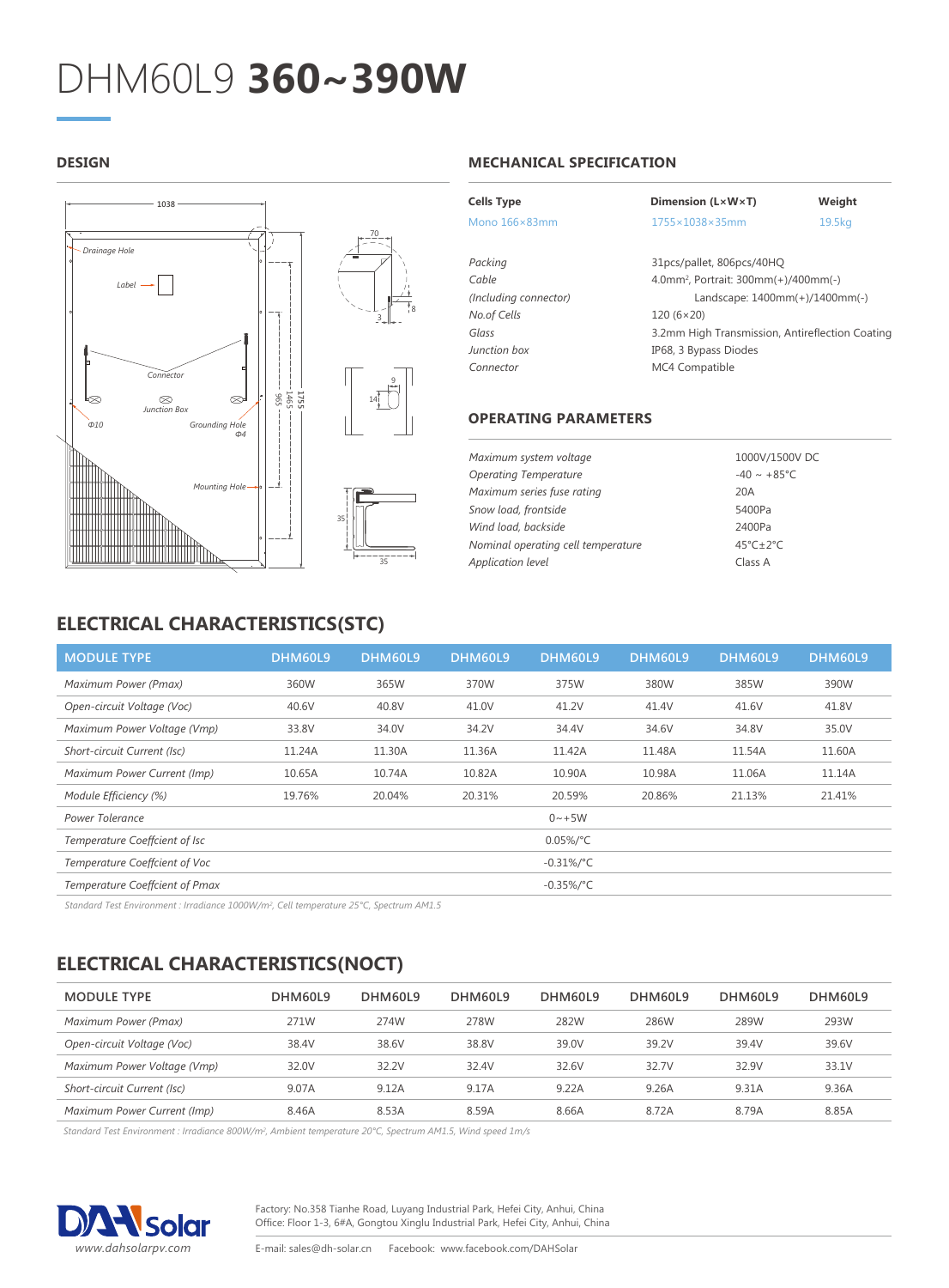# DHM60L9 **360~390W**

## DESIGN

1038

Drainage Hole

Label

Connector

Junction Box

Φ10

Grounding Hole Φ4

Mounting Hole

965

1465

1755

70

3

8

9

14

35

35

## MECHANICAL SPECIFICATION

| Cells Type | Dimension (L×W×T) | Weight |
|---|---|---|
| Mono 166×83mm | 1755×1038×35mm | 19.5kg |

| | |
|---|---|
| *Packing* | 31pcs/pallet, 806pcs/40HQ |
| *Cable (Including connector)* | 4.0mm², Portrait: 300mm(+)/400mm(-) Landscape: 1400mm(+)/1400mm(-) |
| *No.of Cells* | 120 (6×20) |
| *Glass* | 3.2mm High Transmission, Antireflection Coating |
| *Junction box* | IP68, 3 Bypass Diodes |
| *Connector* | MC4 Compatible |

## OPERATING PARAMETERS

| | |
|---|---|
| *Maximum system voltage* | 1000V/1500V DC |
| *Operating Temperature* | -40 ~ +85°C |
| *Maximum series fuse rating* | 20A |
| *Snow load, frontside* | 5400Pa |
| *Wind load, backside* | 2400Pa |
| *Nominal operating cell temperature* | 45°C±2°C |
| *Application level* | Class A |

## ELECTRICAL CHARACTERISTICS(STC)

| MODULE TYPE | DHM60L9 | DHM60L9 | DHM60L9 | DHM60L9 | DHM60L9 | DHM60L9 | DHM60L9 |
|---|---|---|---|---|---|---|---|
| *Maximum Power (Pmax)* | 360W | 365W | 370W | 375W | 380W | 385W | 390W |
| *Open-circuit Voltage (Voc)* | 40.6V | 40.8V | 41.0V | 41.2V | 41.4V | 41.6V | 41.8V |
| *Maximum Power Voltage (Vmp)* | 33.8V | 34.0V | 34.2V | 34.4V | 34.6V | 34.8V | 35.0V |
| *Short-circuit Current (Isc)* | 11.24A | 11.30A | 11.36A | 11.42A | 11.48A | 11.54A | 11.60A |
| *Maximum Power Current (Imp)* | 10.65A | 10.74A | 10.82A | 10.90A | 10.98A | 11.06A | 11.14A |
| *Module Efficiency (%)* | 19.76% | 20.04% | 20.31% | 20.59% | 20.86% | 21.13% | 21.41% |
| *Power Tolerance* | 0~+5W | | | | | | |
| *Temperature Coeffcient of Isc* | 0.05%/°C | | | | | | |
| *Temperature Coeffcient of Voc* | -0.31%/°C | | | | | | |
| *Temperature Coeffcient of Pmax* | -0.35%/°C | | | | | | |

*Standard Test Environment : Irradiance 1000W/m², Cell temperature 25°C, Spectrum AM1.5*

## ELECTRICAL CHARACTERISTICS(NOCT)

| MODULE TYPE | DHM60L9 | DHM60L9 | DHM60L9 | DHM60L9 | DHM60L9 | DHM60L9 | DHM60L9 |
|---|---|---|---|---|---|---|---|
| *Maximum Power (Pmax)* | 271W | 274W | 278W | 282W | 286W | 289W | 293W |
| *Open-circuit Voltage (Voc)* | 38.4V | 38.6V | 38.8V | 39.0V | 39.2V | 39.4V | 39.6V |
| *Maximum Power Voltage (Vmp)* | 32.0V | 32.2V | 32.4V | 32.6V | 32.7V | 32.9V | 33.1V |
| *Short-circuit Current (Isc)* | 9.07A | 9.12A | 9.17A | 9.22A | 9.26A | 9.31A | 9.36A |
| *Maximum Power Current (Imp)* | 8.46A | 8.53A | 8.59A | 8.66A | 8.72A | 8.79A | 8.85A |

*Standard Test Environment : Irradiance 800W/m², Ambient temperature 20°C, Spectrum AM1.5, Wind speed 1m/s*

DAH Solar
www.dahsolarpv.com

Factory: No.358 Tianhe Road, Luyang Industrial Park, Hefei City, Anhui, China
Office: Floor 1-3, 6#A, Gongtou Xinglu Industrial Park, Hefei City, Anhui, China

E-mail: sales@dh-solar.cn Facebook: www.facebook.com/DAHSolar